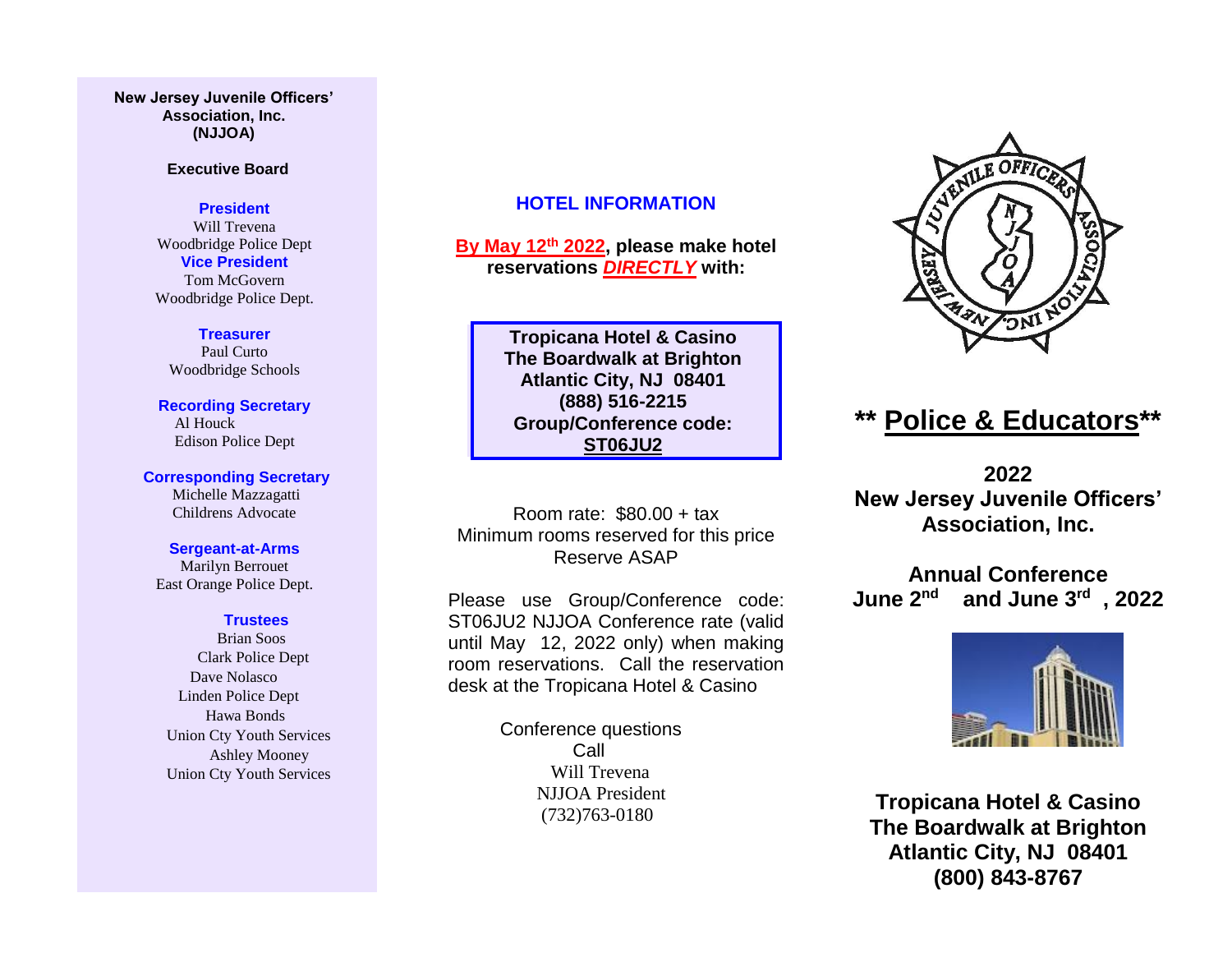**New Jersey Juvenile Officers' Association, Inc. (NJJOA)**

**Executive Board**

**President**
Will Trevena
Woodbridge Police Dept

**Vice President**
Tom McGovern
Woodbridge Police Dept.

**Treasurer**
Paul Curto
Woodbridge Schools

**Recording Secretary**
Al Houck
Edison Police Dept

**Corresponding Secretary**
Michelle Mazzagatti
Childrens Advocate

**Sergeant-at-Arms**
Marilyn Berrouet
East Orange Police Dept.

**Trustees**
Brian Soos
Clark Police Dept
Dave Nolasco
Linden Police Dept
Hawa Bonds
Union Cty Youth Services
Ashley Mooney
Union Cty Youth Services

## HOTEL INFORMATION

**By May 12th 2022, please make hotel reservations *DIRECTLY* with:**

**Tropicana Hotel & Casino**
**The Boardwalk at Brighton**
**Atlantic City, NJ 08401**
**(888) 516-2215**
**Group/Conference code:**
**ST06JU2**

Room rate: $80.00 + tax
Minimum rooms reserved for this price
Reserve ASAP

Please use Group/Conference code: ST06JU2 NJJOA Conference rate (valid until May 12, 2022 only) when making room reservations. Call the reservation desk at the Tropicana Hotel & Casino

Conference questions
Call
Will Trevena
NJJOA President
(732)763-0180

## ** Police & Educators**

**2022**
**New Jersey Juvenile Officers' Association, Inc.**

**Annual Conference**
**June 2nd and June 3rd, 2022**

**Tropicana Hotel & Casino**
**The Boardwalk at Brighton**
**Atlantic City, NJ 08401**
**(800) 843-8767**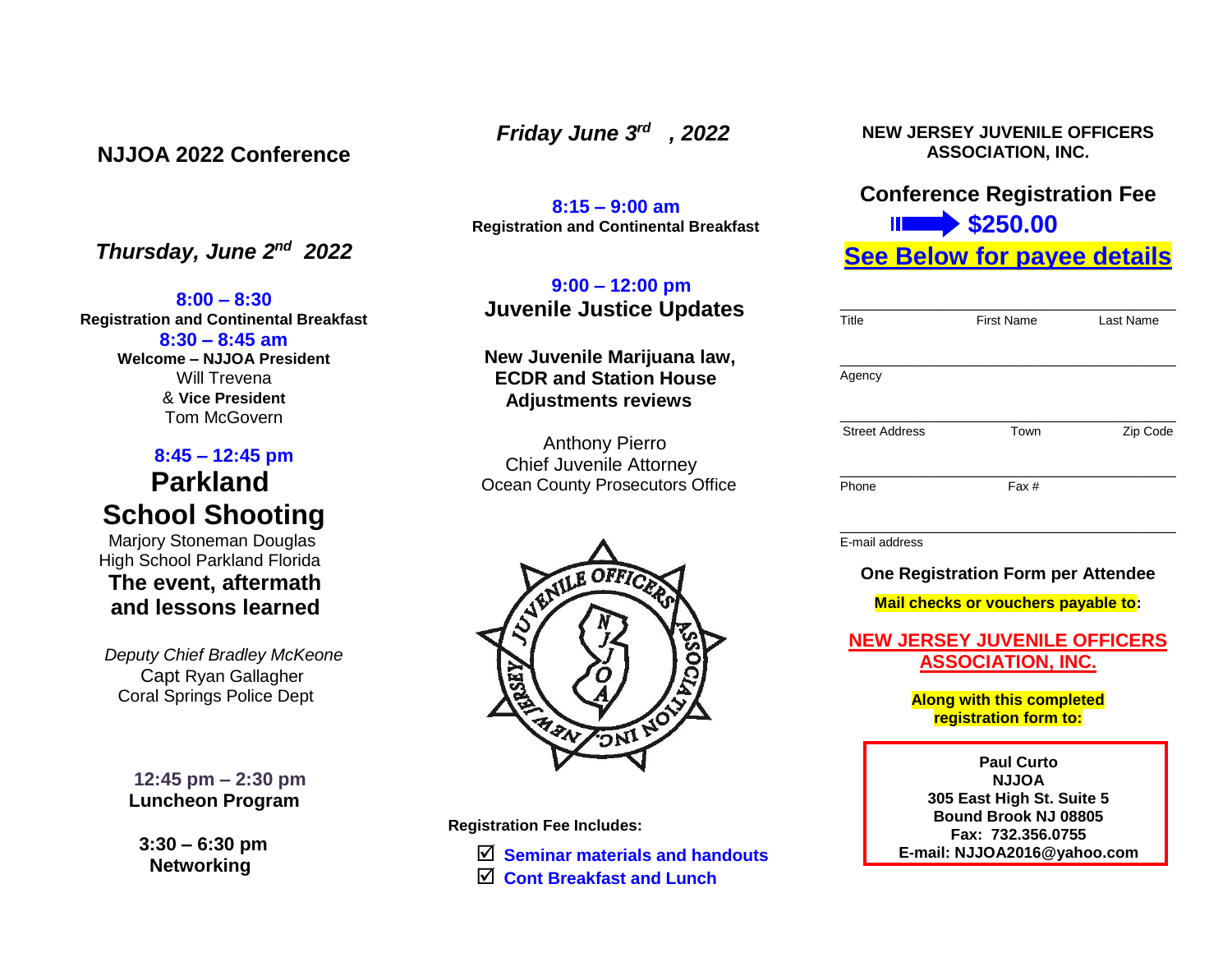## NJJOA 2022 Conference

### *Thursday, June 2nd 2022*

**8:00 – 8:30**
**Registration and Continental Breakfast**

**8:30 – 8:45 am**
**Welcome – NJJOA President**
Will Trevena
& **Vice President**
Tom McGovern

**8:45 – 12:45 pm**

## Parkland School Shooting

Marjory Stoneman Douglas
High School Parkland Florida

**The event, aftermath and lessons learned**

*Deputy Chief Bradley McKeone*
Capt Ryan Gallagher
Coral Springs Police Dept

**12:45 pm – 2:30 pm**
**Luncheon Program**

**3:30 – 6:30 pm**
**Networking**

### *Friday June 3rd, 2022*

**8:15 – 9:00 am**
**Registration and Continental Breakfast**

**9:00 – 12:00 pm**
**Juvenile Justice Updates**

**New Juvenile Marijuana law, ECDR and Station House Adjustments reviews**

Anthony Pierro
Chief Juvenile Attorney
Ocean County Prosecutors Office

**Registration Fee Includes:**

- ☑ **Seminar materials and handouts**
- ☑ **Cont Breakfast and Lunch**

**NEW JERSEY JUVENILE OFFICERS ASSOCIATION, INC.**

**Conference Registration Fee**
**$250.00**

**See Below for payee details**

Title _______ First Name _______ Last Name _______

Agency _______

Street Address _______ Town _______ Zip Code _______

Phone _______ Fax # _______

E-mail address _______

**One Registration Form per Attendee**

**Mail checks or vouchers payable to:**

**NEW JERSEY JUVENILE OFFICERS ASSOCIATION, INC.**

**Along with this completed registration form to:**

**Paul Curto**
**NJJOA**
**305 East High St. Suite 5**
**Bound Brook NJ 08805**
**Fax: 732.356.0755**
**E-mail: NJJOA2016@yahoo.com**